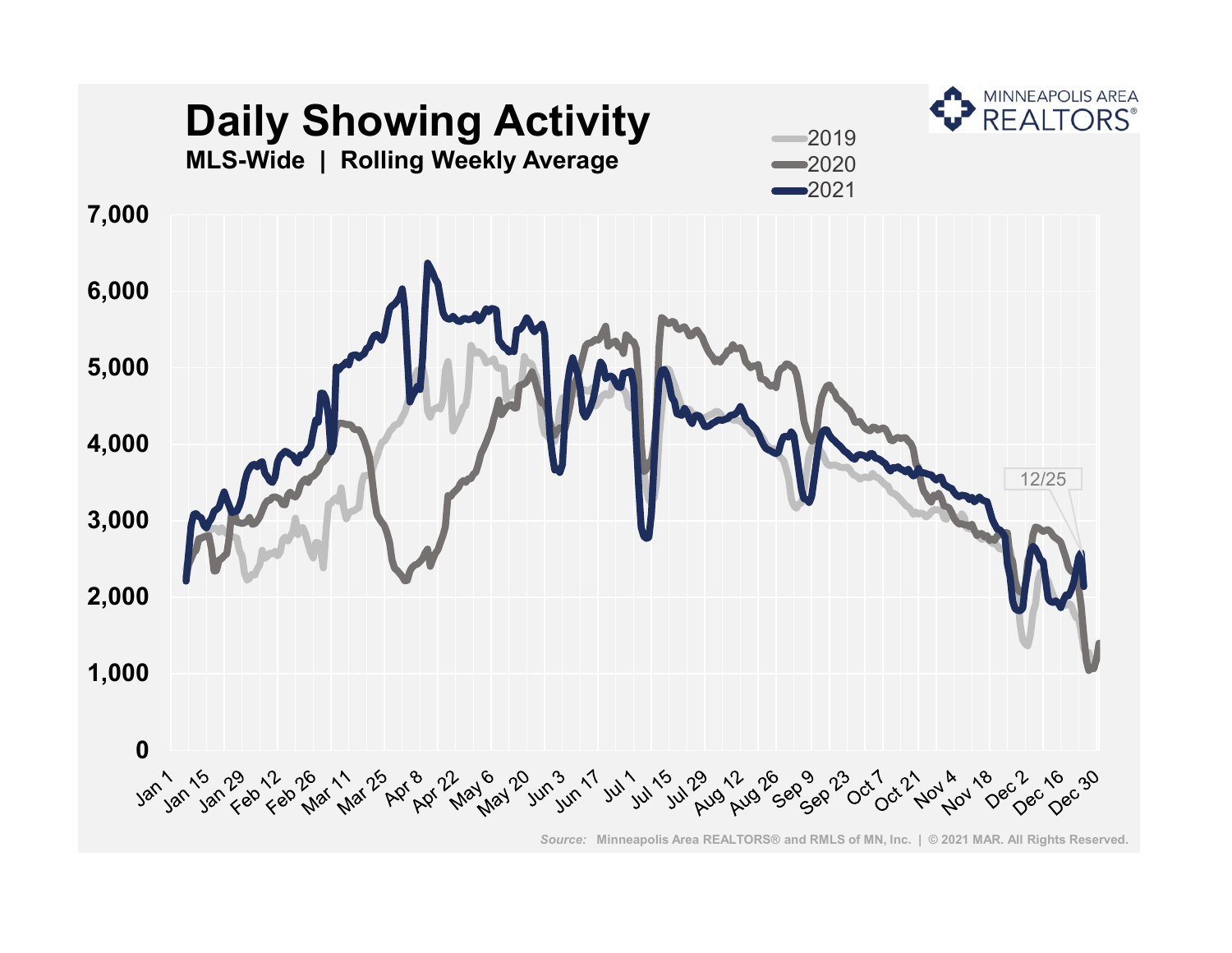# Daily Showing Activity

**MLS-Wide | Rolling Weekly Average**

2019
2020
2021

MINNEAPOLIS AREA REALTORS®

7,000
6,000
5,000
4,000
3,000
2,000
1,000
0

Jan 1, Jan 15, Jan 29, Feb 12, Feb 26, Mar 11, Mar 25, Apr 8, Apr 22, May 6, May 20, Jun 3, Jun 17, Jul 1, Jul 15, Jul 29, Aug 12, Aug 26, Sep 9, Sep 23, Oct 7, Oct 21, Nov 4, Nov 18, Dec 2, Dec 16, Dec 30

12/25

*Source:* Minneapolis Area REALTORS® and RMLS of MN, Inc. | © 2021 MAR. All Rights Reserved.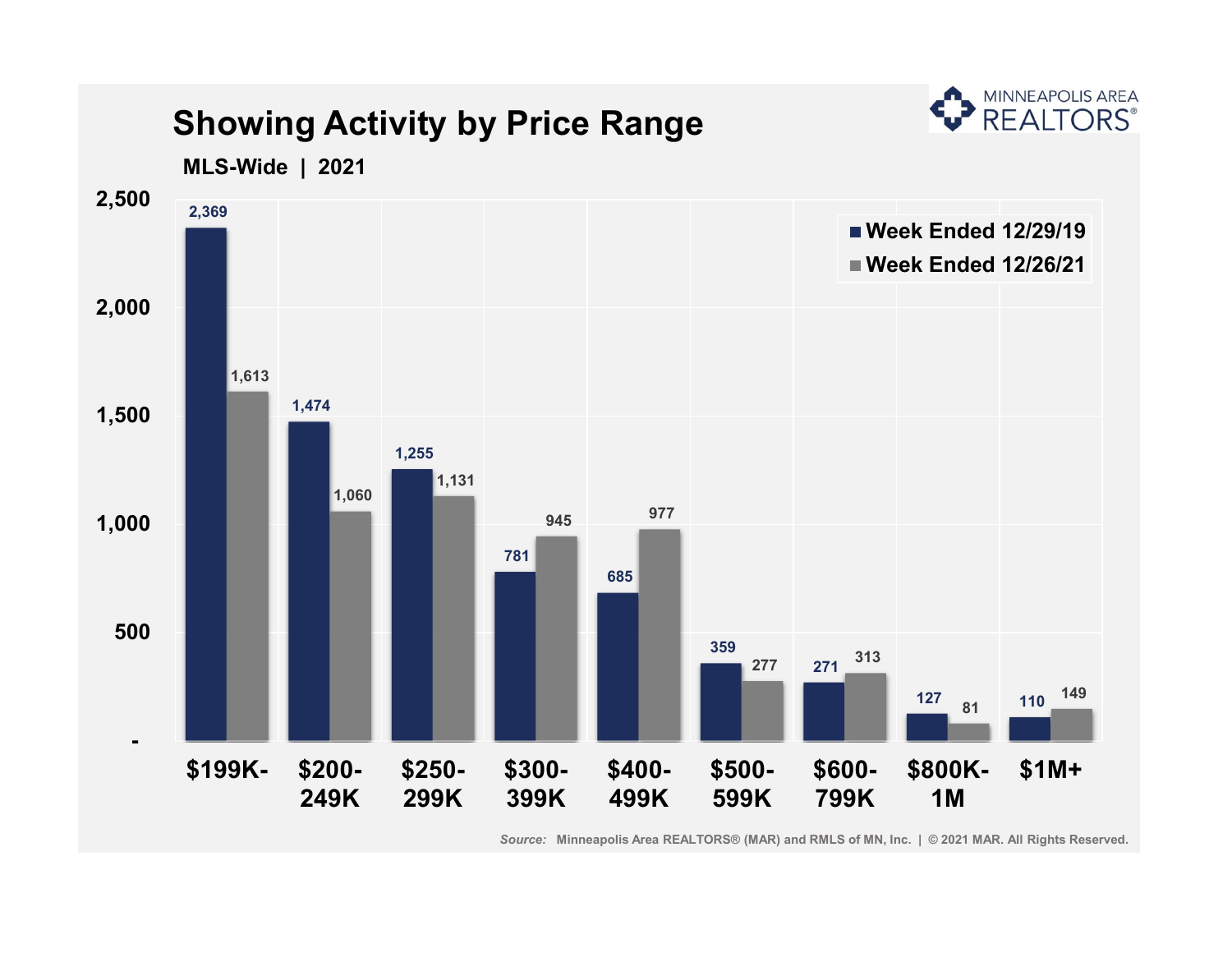# Showing Activity by Price Range

**MLS-Wide | 2021**

| Price Range | Week Ended 12/29/19 | Week Ended 12/26/21 |
|---|---|---|
| $199K- | 2,369 | 1,613 |
| $200-249K | 1,474 | 1,060 |
| $250-299K | 1,255 | 1,131 |
| $300-399K | 781 | 945 |
| $400-499K | 685 | 977 |
| $500-599K | 359 | 277 |
| $600-799K | 271 | 313 |
| $800K-1M | 127 | 81 |
| $1M+ | 110 | 149 |

*Source:* Minneapolis Area REALTORS® (MAR) and RMLS of MN, Inc. | © 2021 MAR. All Rights Reserved.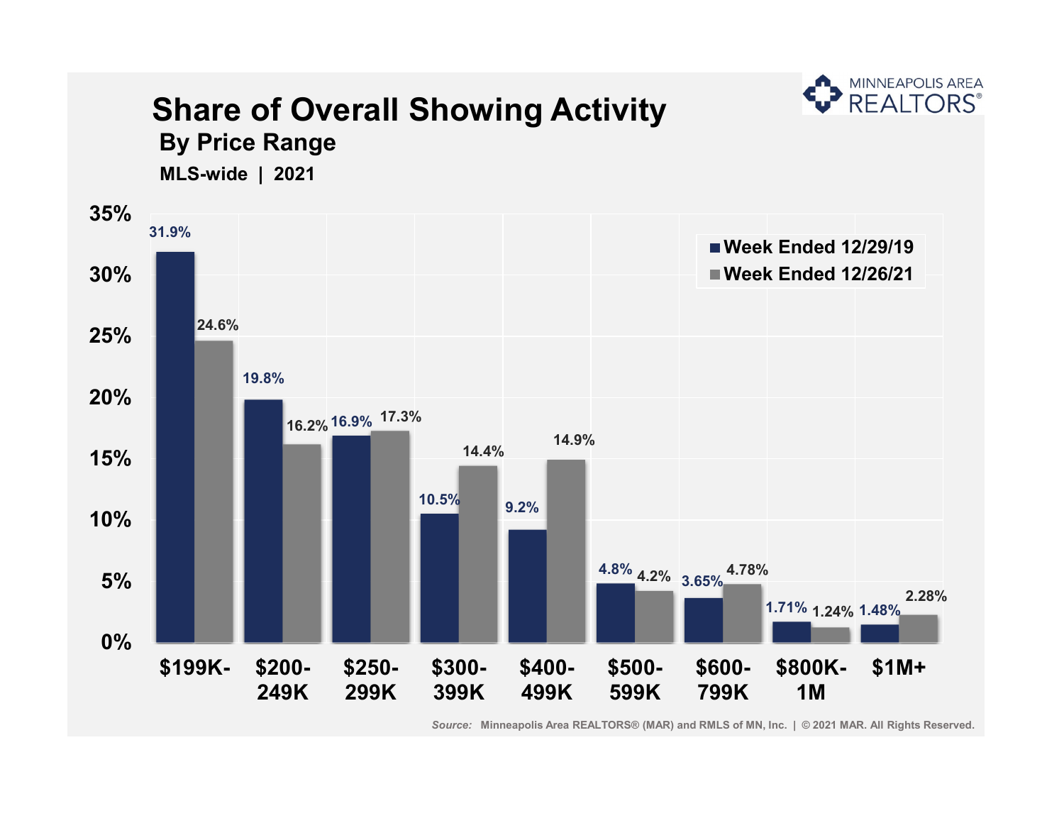# Share of Overall Showing Activity

## By Price Range

**MLS-wide | 2021**

| Price Range | Week Ended 12/29/19 | Week Ended 12/26/21 |
| --- | --- | --- |
| $199K- | 31.9% | 24.6% |
| $200-249K | 19.8% | 16.2% |
| $250-299K | 16.9% | 17.3% |
| $300-399K | 10.5% | 14.4% |
| $400-499K | 9.2% | 14.9% |
| $500-599K | 4.8% | 4.2% |
| $600-799K | 3.65% | 4.78% |
| $800K-1M | 1.71% | 1.24% |
| $1M+ | 1.48% | 2.28% |

*Source:* Minneapolis Area REALTORS® (MAR) and RMLS of MN, Inc. | © 2021 MAR. All Rights Reserved.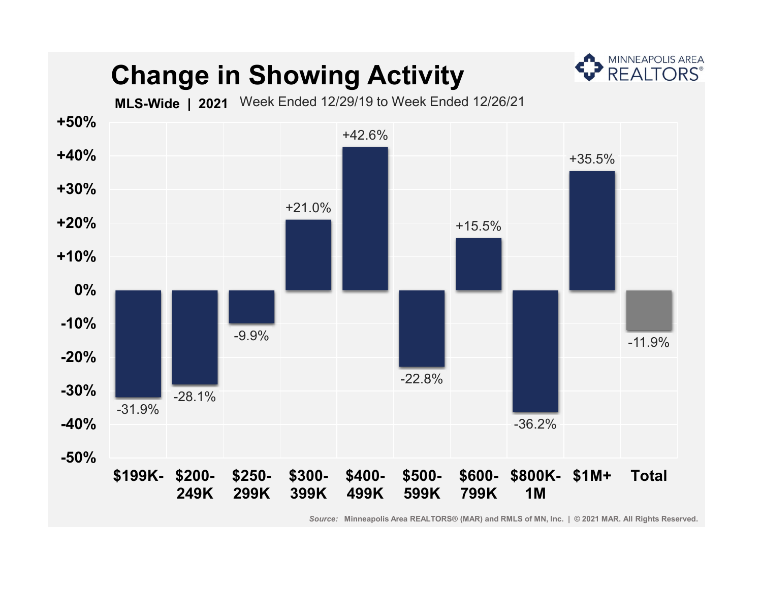# Change in Showing Activity

**MLS-Wide | 2021** Week Ended 12/29/19 to Week Ended 12/26/21

| Price Range | Change |
|---|---|
| $199K- | -31.9% |
| $200-249K | -28.1% |
| $250-299K | -9.9% |
| $300-399K | +21.0% |
| $400-499K | +42.6% |
| $500-599K | -22.8% |
| $600-799K | +15.5% |
| $800K-1M | -36.2% |
| $1M+ | +35.5% |
| Total | -11.9% |

MINNEAPOLIS AREA REALTORS®

*Source:* Minneapolis Area REALTORS® (MAR) and RMLS of MN, Inc. | © 2021 MAR. All Rights Reserved.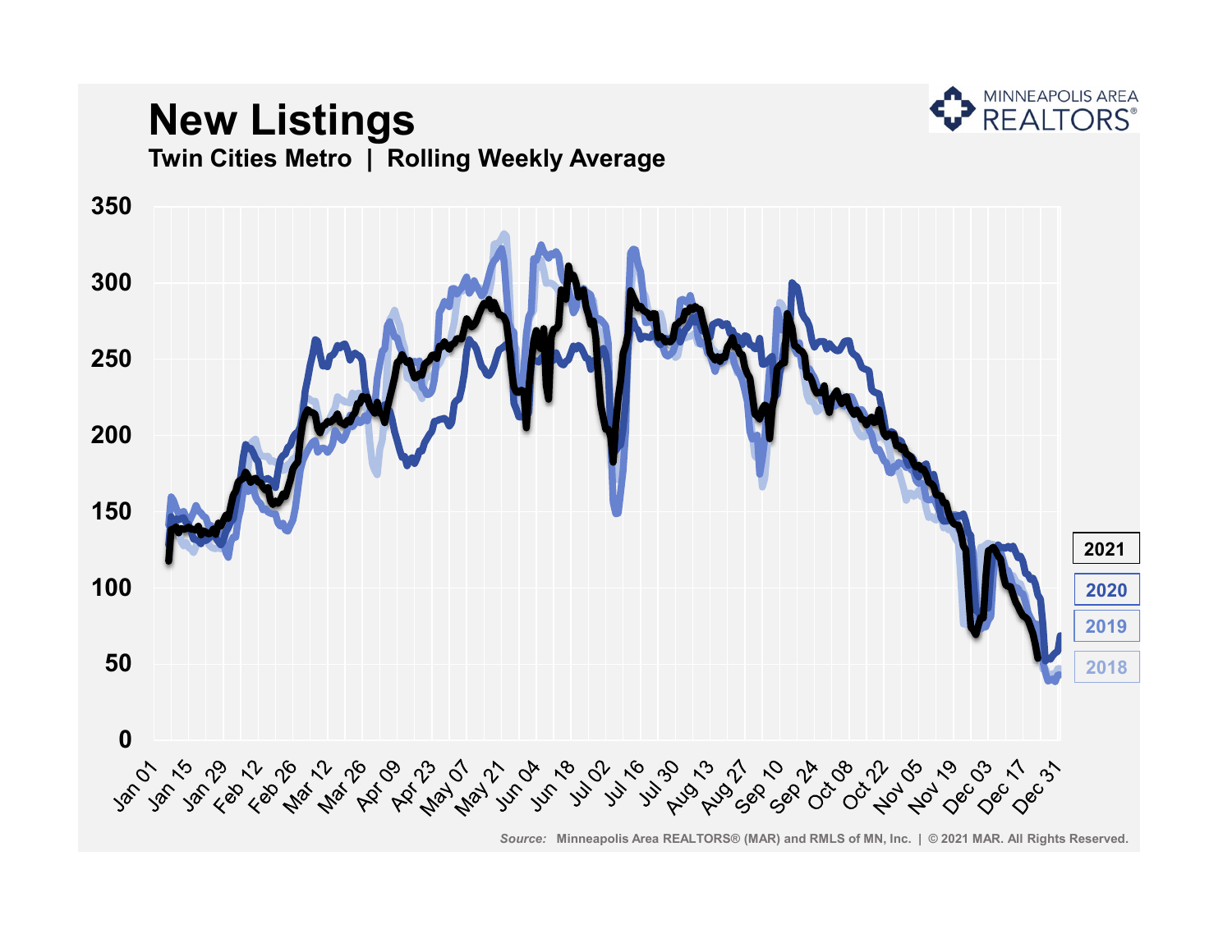# New Listings

**Twin Cities Metro | Rolling Weekly Average**

350

300

250

200

150

100

50

0

Jan 01, Jan 15, Jan 29, Feb 12, Feb 26, Mar 12, Mar 26, Apr 09, Apr 23, May 07, May 21, Jun 04, Jun 18, Jul 02, Jul 16, Jul 30, Aug 13, Aug 27, Sep 10, Sep 24, Oct 08, Oct 22, Nov 05, Nov 19, Dec 03, Dec 17, Dec 31

2021

2020

2019

2018

MINNEAPOLIS AREA REALTORS®

*Source:* Minneapolis Area REALTORS® (MAR) and RMLS of MN, Inc. | © 2021 MAR. All Rights Reserved.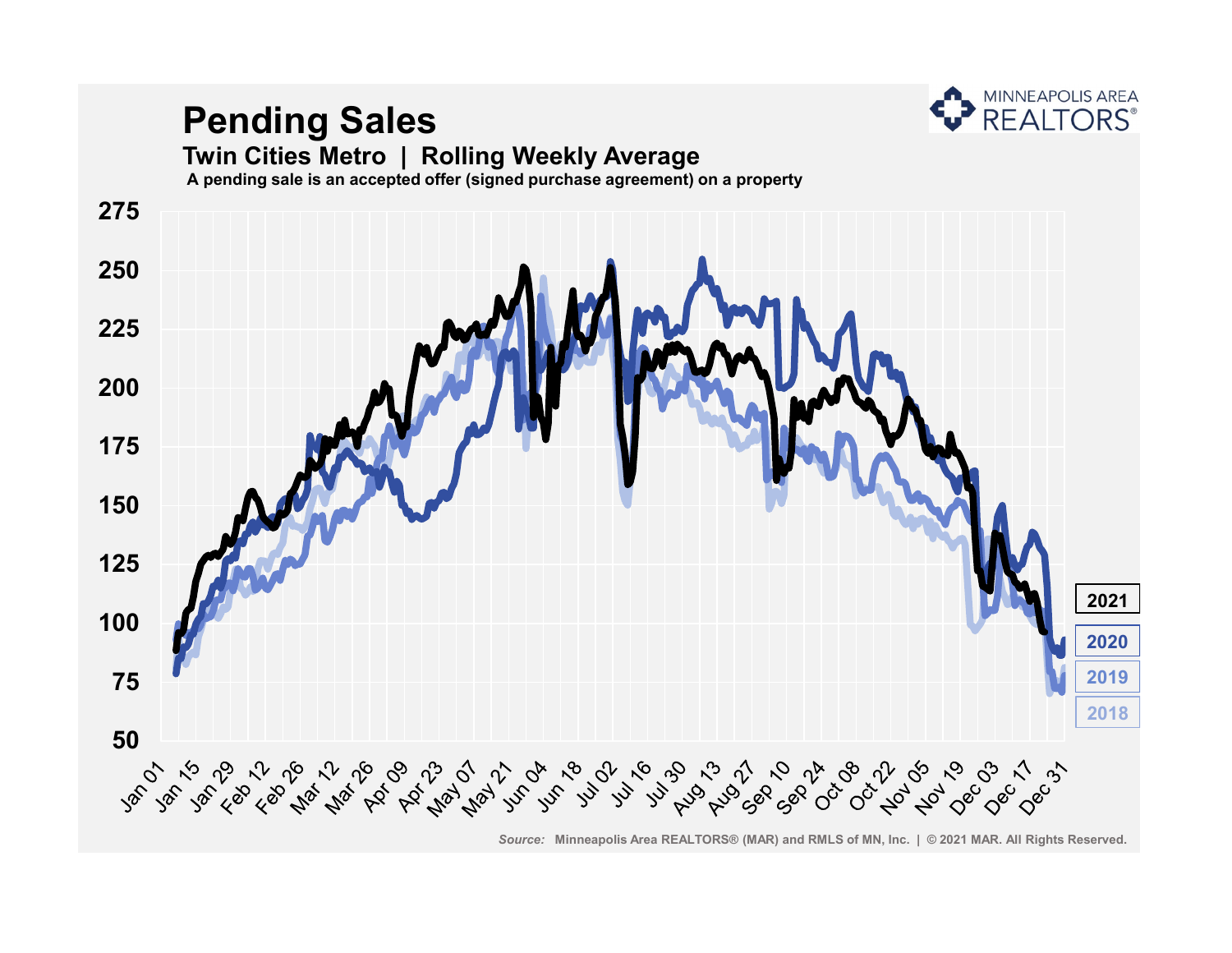# Pending Sales

## Twin Cities Metro | Rolling Weekly Average

A pending sale is an accepted offer (signed purchase agreement) on a property

MINNEAPOLIS AREA REALTORS®

*Source:* Minneapolis Area REALTORS® (MAR) and RMLS of MN, Inc. | © 2021 MAR. All Rights Reserved.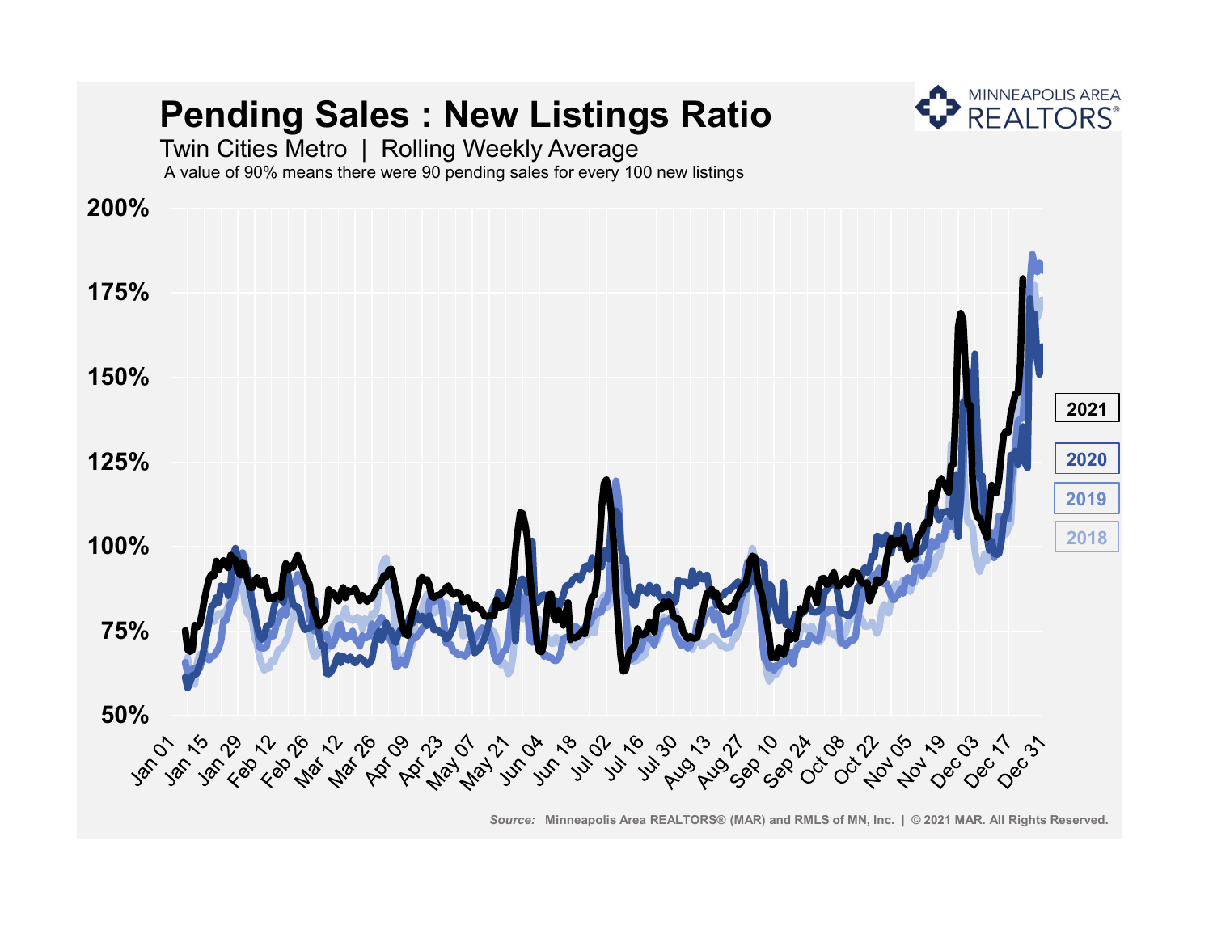# Pending Sales : New Listings Ratio

Twin Cities Metro | Rolling Weekly Average

A value of 90% means there were 90 pending sales for every 100 new listings

MINNEAPOLIS AREA REALTORS®

200%
175%
150%
125%
100%
75%
50%

Jan 01, Jan 15, Jan 29, Feb 12, Feb 26, Mar 12, Mar 26, Apr 09, Apr 23, May 07, May 21, Jun 04, Jun 18, Jul 02, Jul 16, Jul 30, Aug 13, Aug 27, Sep 10, Sep 24, Oct 08, Oct 22, Nov 05, Nov 19, Dec 03, Dec 17, Dec 31

2021
2020
2019
2018

*Source:* Minneapolis Area REALTORS® (MAR) and RMLS of MN, Inc. | © 2021 MAR. All Rights Reserved.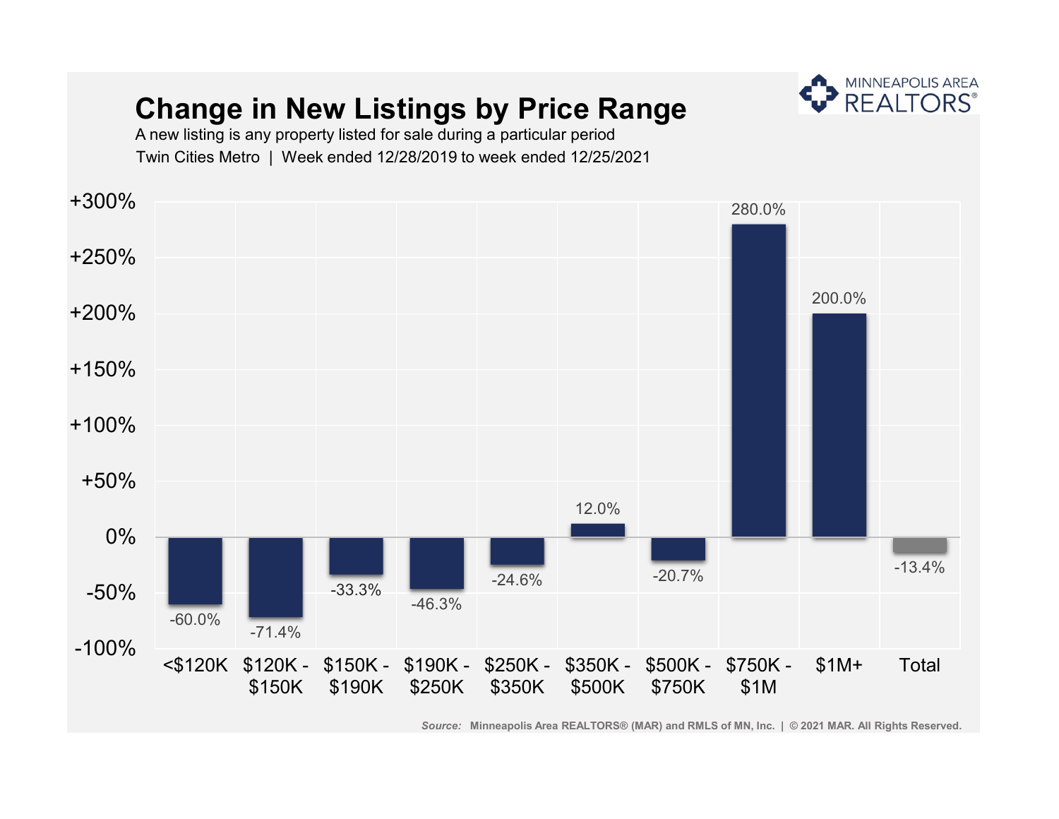# Change in New Listings by Price Range

A new listing is any property listed for sale during a particular period

Twin Cities Metro | Week ended 12/28/2019 to week ended 12/25/2021

| Price Range | Change |
| --- | --- |
| <$120K | -60.0% |
| $120K - $150K | -71.4% |
| $150K - $190K | -33.3% |
| $190K - $250K | -46.3% |
| $250K - $350K | -24.6% |
| $350K - $500K | 12.0% |
| $500K - $750K | -20.7% |
| $750K - $1M | 280.0% |
| $1M+ | 200.0% |
| Total | -13.4% |

*Source:* Minneapolis Area REALTORS® (MAR) and RMLS of MN, Inc. | © 2021 MAR. All Rights Reserved.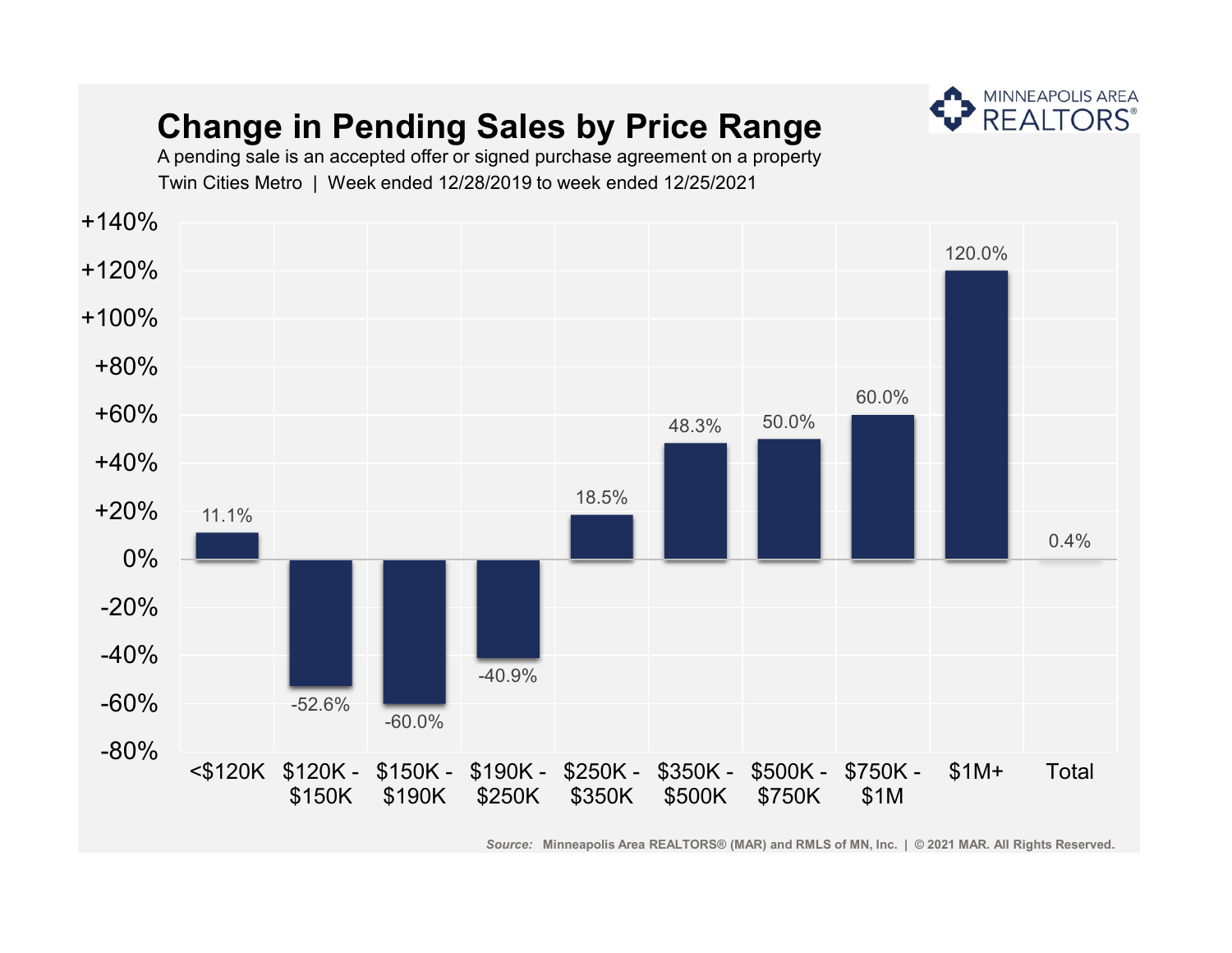# Change in Pending Sales by Price Range

A pending sale is an accepted offer or signed purchase agreement on a property

Twin Cities Metro | Week ended 12/28/2019 to week ended 12/25/2021

| Price Range | Change |
| --- | --- |
| <$120K | 11.1% |
| $120K - $150K | -52.6% |
| $150K - $190K | -60.0% |
| $190K - $250K | -40.9% |
| $250K - $350K | 18.5% |
| $350K - $500K | 48.3% |
| $500K - $750K | 50.0% |
| $750K - $1M | 60.0% |
| $1M+ | 120.0% |
| Total | 0.4% |

*Source:* Minneapolis Area REALTORS® (MAR) and RMLS of MN, Inc. | © 2021 MAR. All Rights Reserved.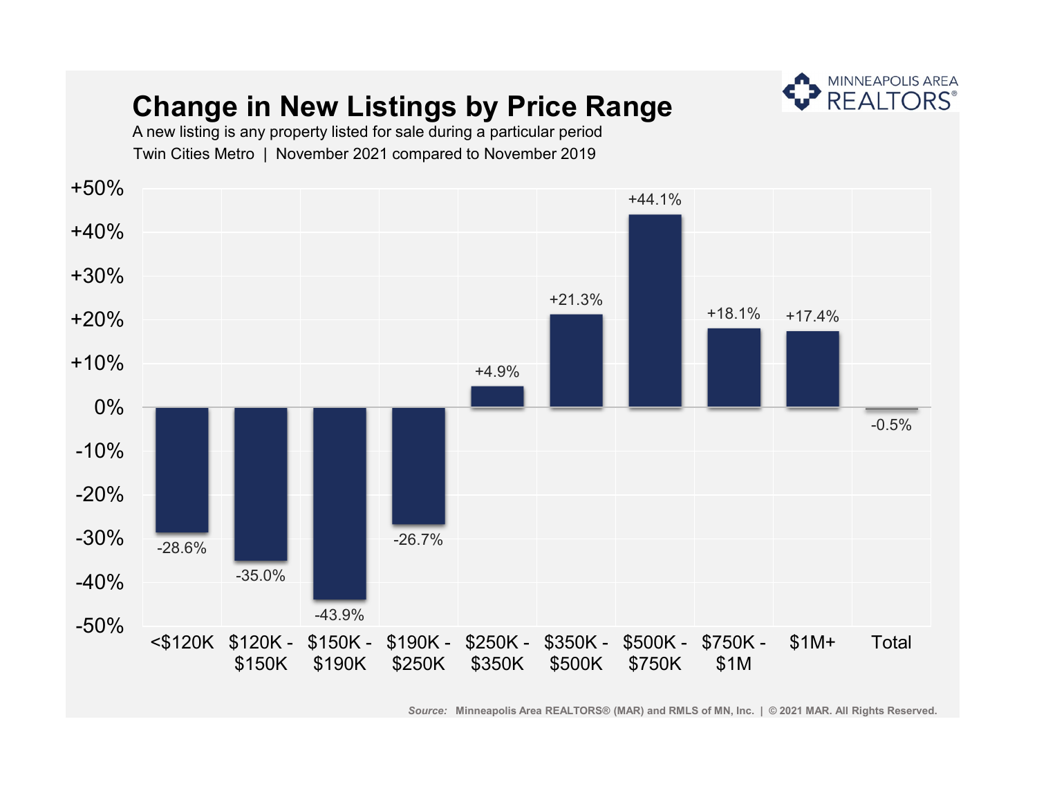# Change in New Listings by Price Range

A new listing is any property listed for sale during a particular period

Twin Cities Metro | November 2021 compared to November 2019

| Price Range | Change |
|---|---|
| <$120K | -28.6% |
| $120K - $150K | -35.0% |
| $150K - $190K | -43.9% |
| $190K - $250K | -26.7% |
| $250K - $350K | +4.9% |
| $350K - $500K | +21.3% |
| $500K - $750K | +44.1% |
| $750K - $1M | +18.1% |
| $1M+ | +17.4% |
| Total | -0.5% |

*Source:* Minneapolis Area REALTORS® (MAR) and RMLS of MN, Inc. | © 2021 MAR. All Rights Reserved.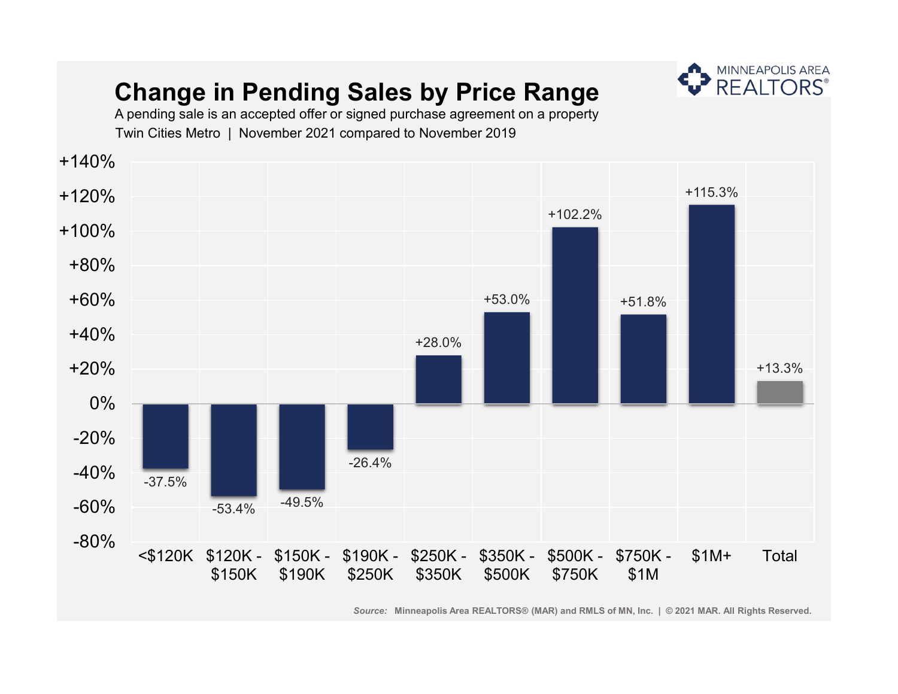# Change in Pending Sales by Price Range

A pending sale is an accepted offer or signed purchase agreement on a property

Twin Cities Metro | November 2021 compared to November 2019

| Price Range | Change |
| --- | --- |
| <$120K | -37.5% |
| $120K - $150K | -53.4% |
| $150K - $190K | -49.5% |
| $190K - $250K | -26.4% |
| $250K - $350K | +28.0% |
| $350K - $500K | +53.0% |
| $500K - $750K | +102.2% |
| $750K - $1M | +51.8% |
| $1M+ | +115.3% |
| Total | +13.3% |

*Source:* Minneapolis Area REALTORS® (MAR) and RMLS of MN, Inc. | © 2021 MAR. All Rights Reserved.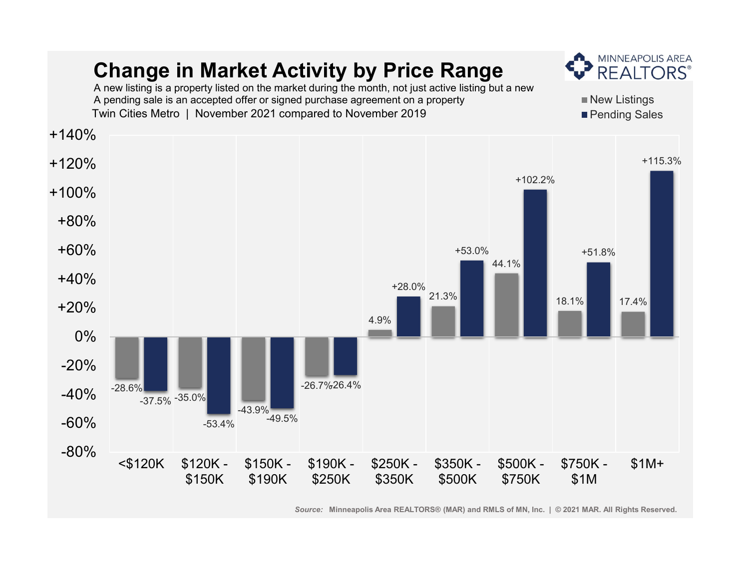# Change in Market Activity by Price Range

A new listing is a property listed on the market during the month, not just active listing but a new

A pending sale is an accepted offer or signed purchase agreement on a property

Twin Cities Metro | November 2021 compared to November 2019

MINNEAPOLIS AREA REALTORS®

New Listings

Pending Sales

+140%
+120%
+100%
+80%
+60%
+40%
+20%
0%
-20%
-40%
-60%
-80%

<$120K: -28.6% -37.5%

$120K - $150K: -35.0% -53.4%

$150K - $190K: -43.9% -49.5%

$190K - $250K: -26.7% -26.4%

$250K - $350K: 4.9% +28.0%

$350K - $500K: 21.3% +53.0%

$500K - $750K: 44.1% +102.2%

$750K - $1M: 18.1% +51.8%

$1M+: 17.4% +115.3%

*Source:* Minneapolis Area REALTORS® (MAR) and RMLS of MN, Inc. | © 2021 MAR. All Rights Reserved.